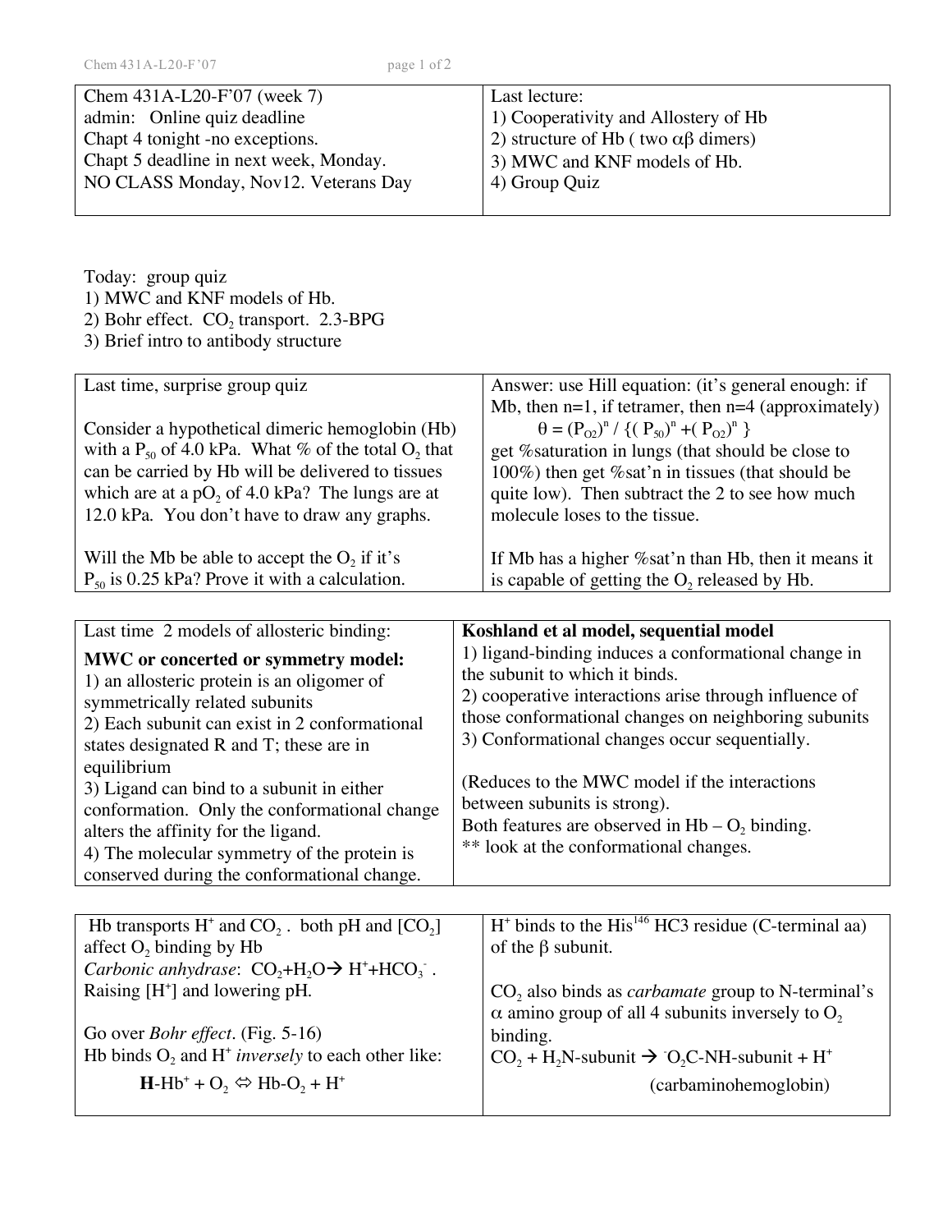| Chem 431A-L20-F'07 (week 7)<br>admin: Online quiz deadline<br>Chapt 4 tonight -no exceptions.<br>Chapt 5 deadline in next week, Monday.<br>NO CLASS Monday, Nov12. Veterans Day | Last lecture:<br>1) Cooperativity and Allostery of Hb<br>2) structure of Hb ( two $\alpha\beta$ dimers)<br>3) MWC and KNF models of Hb.<br>4) Group Quiz |
|---|---|

Today: group quiz
1) MWC and KNF models of Hb.
2) Bohr effect. $CO_2$ transport. 2.3-BPG
3) Brief intro to antibody structure

| Last time, surprise group quiz<br><br>Consider a hypothetical dimeric hemoglobin (Hb) with a $P_{50}$ of 4.0 kPa. What % of the total $O_2$ that can be carried by Hb will be delivered to tissues which are at a $pO_2$ of 4.0 kPa? The lungs are at 12.0 kPa. You don't have to draw any graphs.<br><br>Will the Mb be able to accept the $O_2$ if it's $P_{50}$ is 0.25 kPa? Prove it with a calculation. | Answer: use Hill equation: (it's general enough: if Mb, then n=1, if tetramer, then n=4 (approximately)<br>$\theta = (P_{O2})^n / \{(P_{50})^n + (P_{O2})^n\}$<br>get %saturation in lungs (that should be close to 100%) then get %sat'n in tissues (that should be quite low). Then subtract the 2 to see how much molecule loses to the tissue.<br><br>If Mb has a higher %sat'n than Hb, then it means it is capable of getting the $O_2$ released by Hb. |
|---|---|

| Last time 2 models of allosteric binding:<br>**MWC or concerted or symmetry model:**<br>1) an allosteric protein is an oligomer of symmetrically related subunits<br>2) Each subunit can exist in 2 conformational states designated R and T; these are in equilibrium<br>3) Ligand can bind to a subunit in either conformation. Only the conformational change alters the affinity for the ligand.<br>4) The molecular symmetry of the protein is conserved during the conformational change. | **Koshland et al model, sequential model**<br>1) ligand-binding induces a conformational change in the subunit to which it binds.<br>2) cooperative interactions arise through influence of those conformational changes on neighboring subunits<br>3) Conformational changes occur sequentially.<br><br>(Reduces to the MWC model if the interactions between subunits is strong).<br>Both features are observed in Hb – $O_2$ binding.<br>** look at the conformational changes. |
|---|---|

| Hb transports $H^+$ and $CO_2$. both pH and $[CO_2]$ affect $O_2$ binding by Hb<br>*Carbonic anhydrase*: $CO_2 + H_2O \rightarrow H^+ + HCO_3^-$.<br>Raising $[H^+]$ and lowering pH.<br><br>Go over *Bohr effect*. (Fig. 5-16)<br>Hb binds $O_2$ and $H^+$ *inversely* to each other like:<br>$\mathbf{H}\text{-}Hb^+ + O_2 \Leftrightarrow Hb\text{-}O_2 + H^+$ | $H^+$ binds to the $His^{146}$ HC3 residue (C-terminal aa) of the $\beta$ subunit.<br><br>$CO_2$ also binds as *carbamate* group to N-terminal's $\alpha$ amino group of all 4 subunits inversely to $O_2$ binding.<br>$CO_2 + H_2N\text{-subunit} \rightarrow {}^-O_2C\text{-NH-subunit} + H^+$<br>(carbaminohemoglobin) |
|---|---|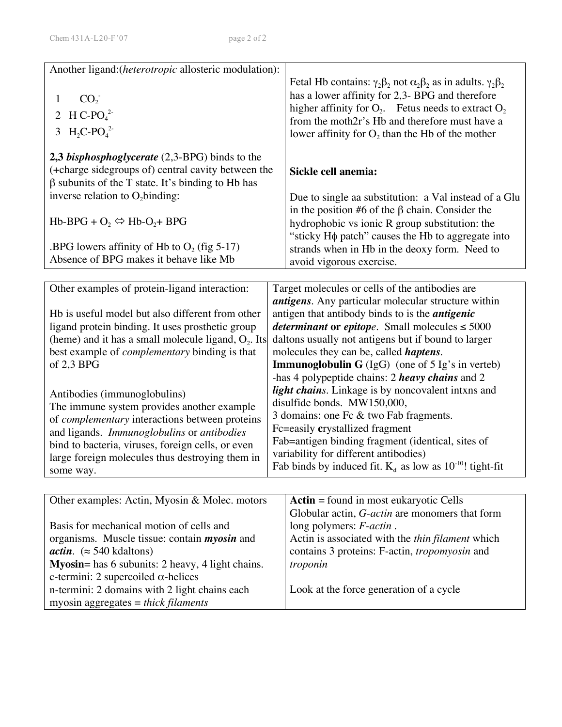| | |
|---|---|
| Another ligand:(*heterotropic* allosteric modulation):<br><br>1 $CO_2^-$<br>2 H C-$PO_4^{2-}$<br>3 $H_2C$-$PO_4^{2-}$<br><br>**2,3** ***bisphosphoglycerate*** (2,3-BPG) binds to the (+charge sidegroups of) central cavity between the β subunits of the T state. It's binding to Hb has inverse relation to $O_2$binding:<br><br>Hb-BPG + $O_2$ ⇔ Hb-$O_2$+ BPG<br><br>.BPG lowers affinity of Hb to $O_2$ (fig 5-17)<br>Absence of BPG makes it behave like Mb | Fetal Hb contains: $\gamma_2\beta_2$ not $\alpha_2\beta_2$ as in adults. $\gamma_2\beta_2$ has a lower affinity for 2,3- BPG and therefore higher affinity for $O_2$. Fetus needs to extract $O_2$ from the moth2r's Hb and therefore must have a lower affinity for $O_2$ than the Hb of the mother<br><br>**Sickle cell anemia:**<br><br>Due to single aa substitution: a Val instead of a Glu in the position #6 of the β chain. Consider the hydrophobic vs ionic R group substitution: the "sticky Hϕ patch" causes the Hb to aggregate into strands when in Hb in the deoxy form. Need to avoid vigorous exercise. |

| | |
|---|---|
| Other examples of protein-ligand interaction:<br><br>Hb is useful model but also different from other ligand protein binding. It uses prosthetic group (heme) and it has a small molecule ligand, $O_2$. Its best example of *complementary* binding is that of 2,3 BPG<br><br>Antibodies (immunoglobulins)<br>The immune system provides another example of *complementary* interactions between proteins and ligands. *Immunoglobulins* or *antibodies* bind to bacteria, viruses, foreign cells, or even large foreign molecules thus destroying them in some way. | Target molecules or cells of the antibodies are ***antigens***. Any particular molecular structure within antigen that antibody binds to is the ***antigenic determinant*** **or** ***epitope***. Small molecules ≤ 5000 daltons usually not antigens but if bound to larger molecules they can be, called ***haptens***.<br>**Immunoglobulin G** (IgG) (one of 5 Ig's in verteb)<br>-has 4 polypeptide chains: 2 ***heavy chains*** and 2 ***light chains***. Linkage is by noncovalent intxns and disulfide bonds. MW150,000,<br>3 domains: one Fc & two Fab fragments.<br>Fc=easily **c**rystallized fragment<br>Fab=antigen binding fragment (identical, sites of variability for different antibodies)<br>Fab binds by induced fit. $K_d$ as low as $10^{-10}$! tight-fit |

| | |
|---|---|
| Other examples: Actin, Myosin & Molec. motors<br><br>Basis for mechanical motion of cells and organisms. Muscle tissue: contain ***myosin*** and ***actin***. (≈ 540 kdaltons)<br>**Myosin**= has 6 subunits: 2 heavy, 4 light chains.<br>c-termini: 2 supercoiled α-helices<br>n-termini: 2 domains with 2 light chains each<br>myosin aggregates = *thick filaments* | **Actin** = found in most eukaryotic Cells<br>Globular actin, *G-actin* are monomers that form long polymers: *F-actin* .<br>Actin is associated with the *thin filament* which contains 3 proteins: F-actin, *tropomyosin* and *troponin*<br><br>Look at the force generation of a cycle |